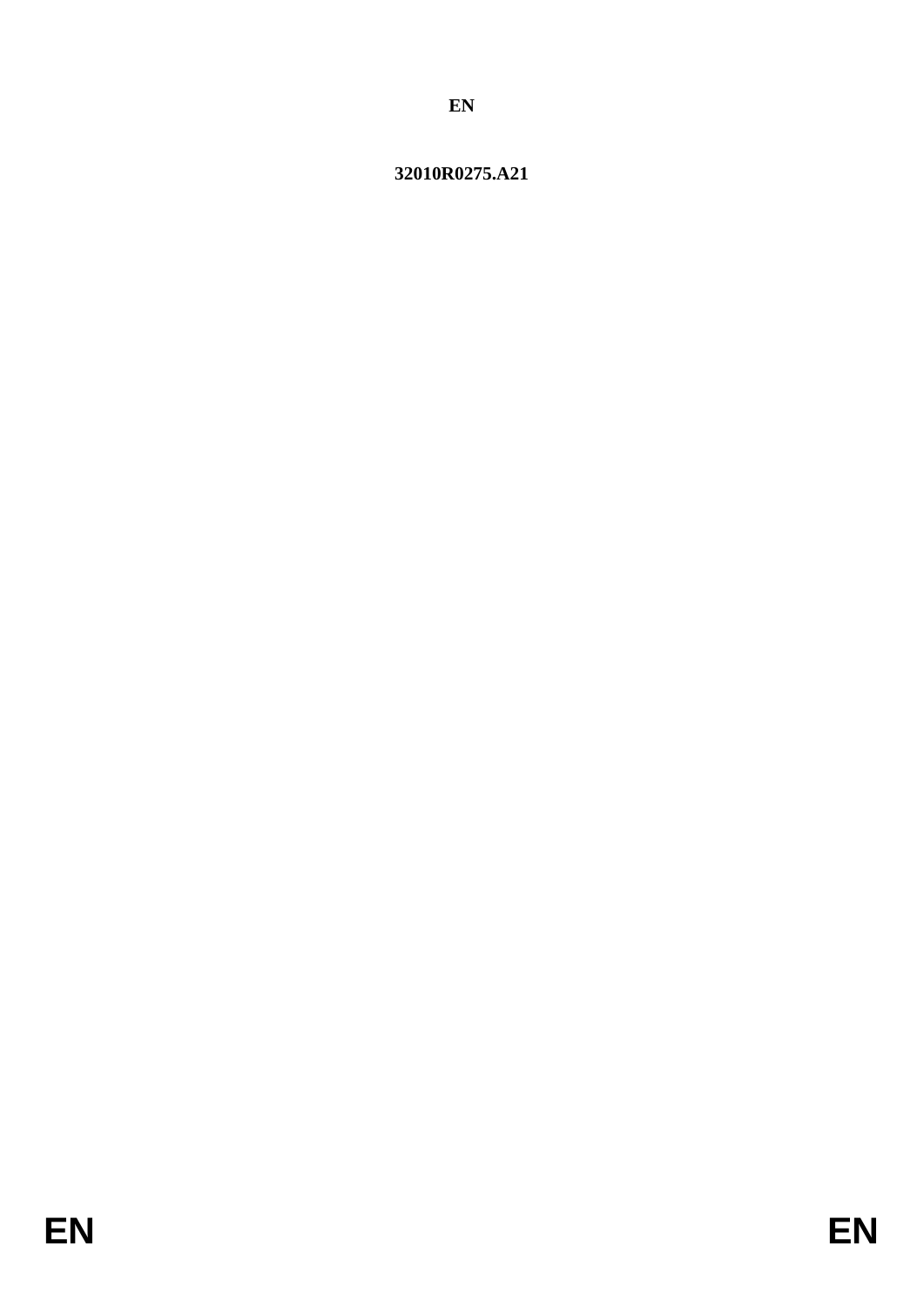**EN**

**32010R0275.A21**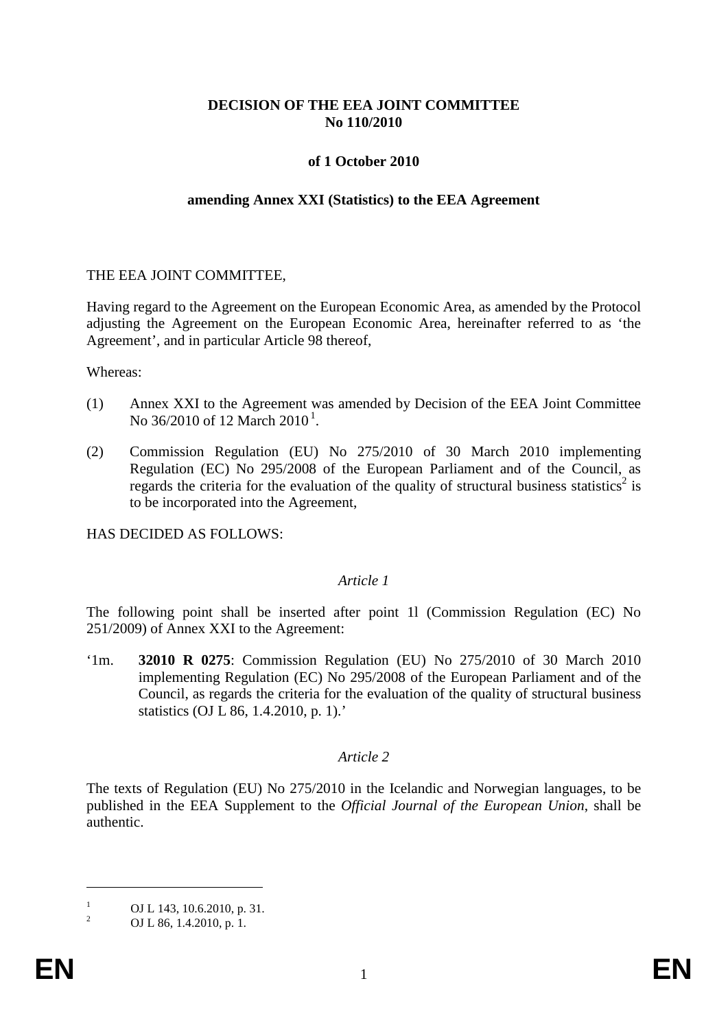**DECISION OF THE EEA JOINT COMMITTEE**
**No 110/2010**

**of 1 October 2010**

**amending Annex XXI (Statistics) to the EEA Agreement**

THE EEA JOINT COMMITTEE,

Having regard to the Agreement on the European Economic Area, as amended by the Protocol adjusting the Agreement on the European Economic Area, hereinafter referred to as 'the Agreement', and in particular Article 98 thereof,

Whereas:

(1) Annex XXI to the Agreement was amended by Decision of the EEA Joint Committee No 36/2010 of 12 March 2010 [1].

(2) Commission Regulation (EU) No 275/2010 of 30 March 2010 implementing Regulation (EC) No 295/2008 of the European Parliament and of the Council, as regards the criteria for the evaluation of the quality of structural business statistics[2] is to be incorporated into the Agreement,

HAS DECIDED AS FOLLOWS:

*Article 1*

The following point shall be inserted after point 1l (Commission Regulation (EC) No 251/2009) of Annex XXI to the Agreement:

'1m. **32010 R 0275**: Commission Regulation (EU) No 275/2010 of 30 March 2010 implementing Regulation (EC) No 295/2008 of the European Parliament and of the Council, as regards the criteria for the evaluation of the quality of structural business statistics (OJ L 86, 1.4.2010, p. 1).'

*Article 2*

The texts of Regulation (EU) No 275/2010 in the Icelandic and Norwegian languages, to be published in the EEA Supplement to the *Official Journal of the European Union*, shall be authentic.

---

[1] OJ L 143, 10.6.2010, p. 31.

[2] OJ L 86, 1.4.2010, p. 1.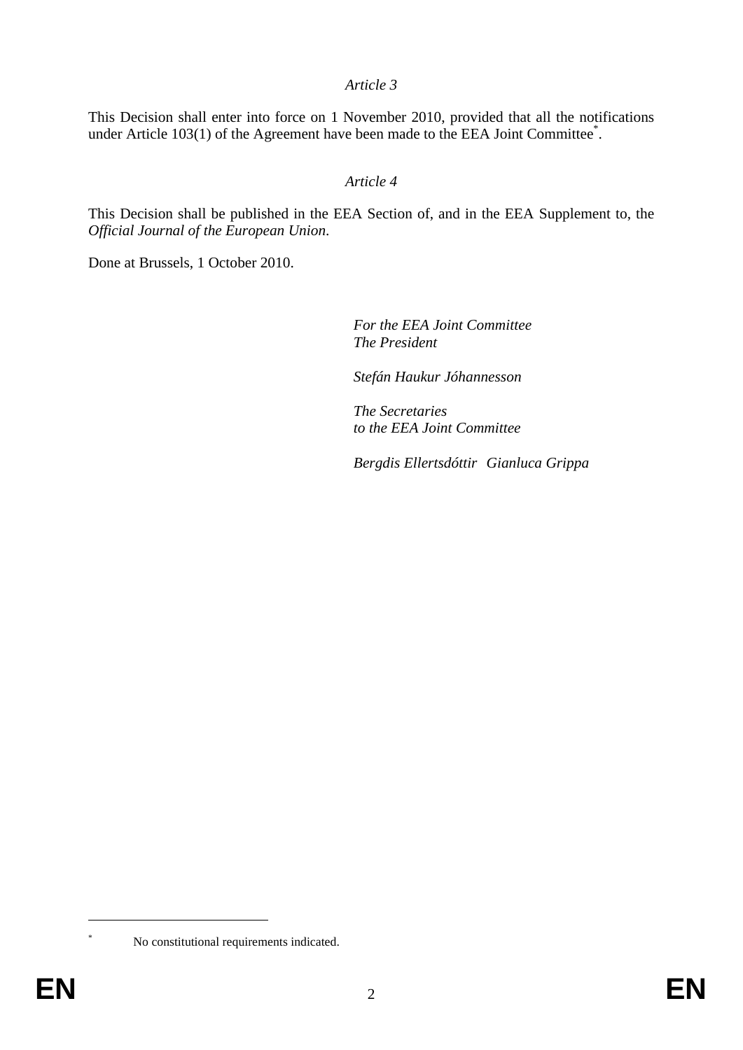*Article 3*

This Decision shall enter into force on 1 November 2010, provided that all the notifications under Article 103(1) of the Agreement have been made to the EEA Joint Committee[*].

*Article 4*

This Decision shall be published in the EEA Section of, and in the EEA Supplement to, the *Official Journal of the European Union*.

Done at Brussels, 1 October 2010.

*For the EEA Joint Committee*
*The President*

*Stefán Haukur Jóhannesson*

*The Secretaries*
*to the EEA Joint Committee*

*Bergdis Ellertsdóttir Gianluca Grippa*

[*] No constitutional requirements indicated.